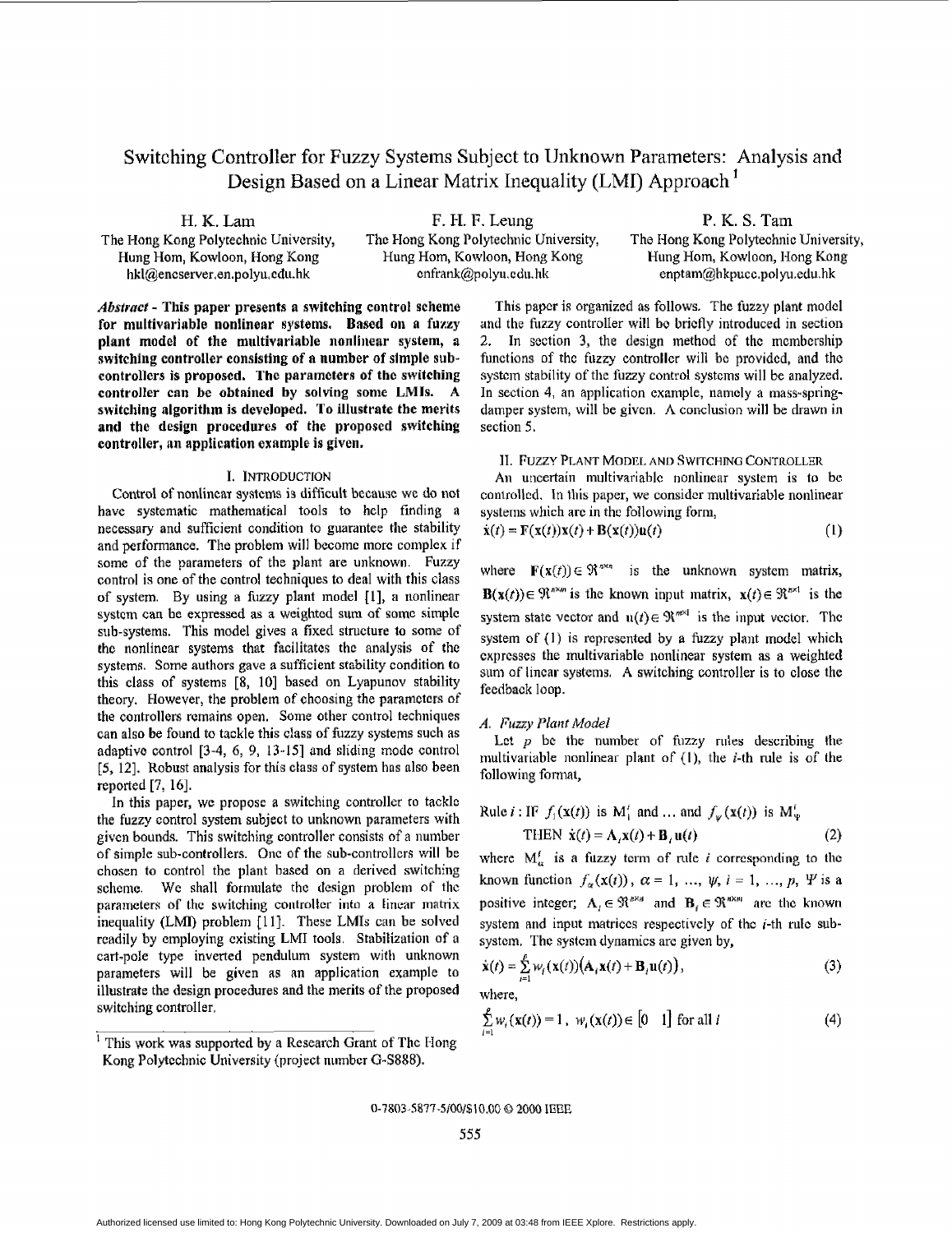# Switching Controller for Fuzzy Systems Subject to Unknown Parameters: Analysis and Design Based on a Linear Matrix Inequality (LMI) Approach [1]

H. K. Lam
The Hong Kong Polytechnic University,
Hung Hom, Kowloon, Hong Kong
hkl@eneserver.en.polyu.edu.hk

F. H. F. Leung
The Hong Kong Polytechnic University,
Hung Hom, Kowloon, Hong Kong
enfrank@polyu.edu.hk

P. K. S. Tam
The Hong Kong Polytechnic University,
Hung Hom, Kowloon, Hong Kong
enptam@hkpucc.polyu.edu.hk

***Abstract* - This paper presents a switching control scheme for multivariable nonlinear systems. Based on a fuzzy plant model of the multivariable nonlinear system, a switching controller consisting of a number of simple sub-controllers is proposed. The parameters of the switching controller can be obtained by solving some LMIs. A switching algorithm is developed. To illustrate the merits and the design procedures of the proposed switching controller, an application example is given.**

## I. INTRODUCTION

Control of nonlinear systems is difficult because we do not have systematic mathematical tools to help finding a necessary and sufficient condition to guarantee the stability and performance. The problem will become more complex if some of the parameters of the plant are unknown. Fuzzy control is one of the control techniques to deal with this class of system. By using a fuzzy plant model [1], a nonlinear system can be expressed as a weighted sum of some simple sub-systems. This model gives a fixed structure to some of the nonlinear systems that facilitates the analysis of the systems. Some authors gave a sufficient stability condition to this class of systems [8, 10] based on Lyapunov stability theory. However, the problem of choosing the parameters of the controllers remains open. Some other control techniques can also be found to tackle this class of fuzzy systems such as adaptive control [3-4, 6, 9, 13-15] and sliding mode control [5, 12]. Robust analysis for this class of system has also been reported [7, 16].

In this paper, we propose a switching controller to tackle the fuzzy control system subject to unknown parameters with given bounds. This switching controller consists of a number of simple sub-controllers. One of the sub-controllers will be chosen to control the plant based on a derived switching scheme. We shall formulate the design problem of the parameters of the switching controller into a linear matrix inequality (LMI) problem [11]. These LMIs can be solved readily by employing existing LMI tools. Stabilization of a cart-pole type inverted pendulum system with unknown parameters will be given as an application example to illustrate the design procedures and the merits of the proposed switching controller.

[1] This work was supported by a Research Grant of The Hong Kong Polytechnic University (project number G-S888).

This paper is organized as follows. The fuzzy plant model and the fuzzy controller will be briefly introduced in section 2. In section 3, the design method of the membership functions of the fuzzy controller will be provided, and the system stability of the fuzzy control systems will be analyzed. In section 4, an application example, namely a mass-spring-damper system, will be given. A conclusion will be drawn in section 5.

## II. FUZZY PLANT MODEL AND SWITCHING CONTROLLER

An uncertain multivariable nonlinear system is to be controlled. In this paper, we consider multivariable nonlinear systems which are in the following form,

$$\dot{\mathbf{x}}(t) = \mathbf{F}(\mathbf{x}(t))\mathbf{x}(t) + \mathbf{B}(\mathbf{x}(t))\mathbf{u}(t) \tag{1}$$

where $\mathbf{F}(\mathbf{x}(t)) \in \Re^{n \times n}$ is the unknown system matrix, $\mathbf{B}(\mathbf{x}(t)) \in \Re^{n \times m}$ is the known input matrix, $\mathbf{x}(t) \in \Re^{n \times 1}$ is the system state vector and $\mathbf{u}(t) \in \Re^{m \times 1}$ is the input vector. The system of (1) is represented by a fuzzy plant model which expresses the multivariable nonlinear system as a weighted sum of linear systems. A switching controller is to close the feedback loop.

### *A. Fuzzy Plant Model*

Let $p$ be the number of fuzzy rules describing the multivariable nonlinear plant of (1), the $i$-th rule is of the following format,

$$\text{Rule } i: \text{IF } f_1(\mathbf{x}(t)) \text{ is } \mathrm{M}_1^i \text{ and } \ldots \text{ and } f_\psi(\mathbf{x}(t)) \text{ is } \mathrm{M}_\psi^i$$
$$\text{THEN } \dot{\mathbf{x}}(t) = \mathbf{A}_i \mathbf{x}(t) + \mathbf{B}_i \mathbf{u}(t) \tag{2}$$

where $\mathrm{M}_\alpha^i$ is a fuzzy term of rule $i$ corresponding to the known function $f_\alpha(\mathbf{x}(t))$, $\alpha = 1, \ldots, \psi$, $i = 1, \ldots, p$, $\Psi$ is a positive integer; $\mathbf{A}_i \in \Re^{n \times n}$ and $\mathbf{B}_i \in \Re^{n \times m}$ are the known system and input matrices respectively of the $i$-th rule sub-system. The system dynamics are given by,

$$\dot{\mathbf{x}}(t) = \sum_{i=1}^{p} w_i(\mathbf{x}(t))\big(\mathbf{A}_i \mathbf{x}(t) + \mathbf{B}_i \mathbf{u}(t)\big), \tag{3}$$

where,

$$\sum_{i=1}^{p} w_i(\mathbf{x}(t)) = 1,\ w_i(\mathbf{x}(t)) \in [0 \quad 1] \text{ for all } i \tag{4}$$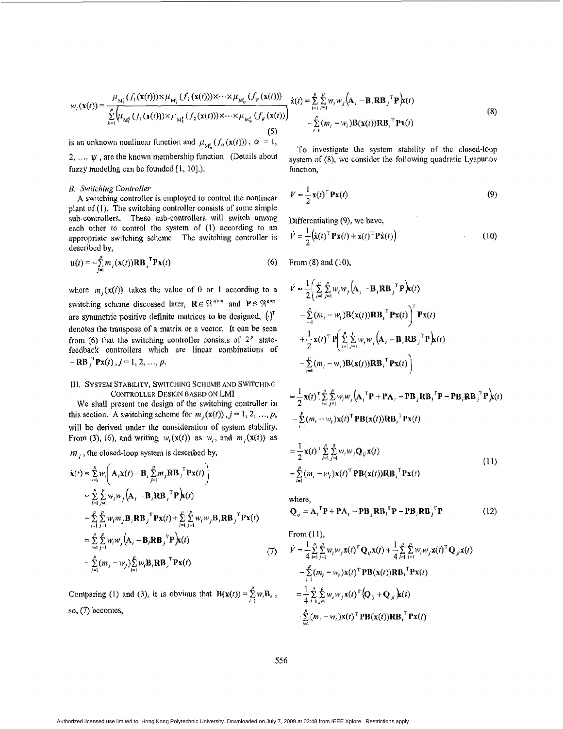$$w_i(\mathbf{x}(t)) = \frac{\mu_{\mathrm{M}_1^i}(f_1(\mathbf{x}(t))) \times \mu_{\mathrm{M}_2^i}(f_2(\mathbf{x}(t))) \times \cdots \times \mu_{\mathrm{M}_\psi^i}(f_\psi(\mathbf{x}(t)))}{\sum_{k=1}^{p}\left(\mu_{\mathrm{M}_1^k}(f_1(\mathbf{x}(t))) \times \mu_{\mathrm{M}_2^k}(f_2(\mathbf{x}(t))) \times \cdots \times \mu_{\mathrm{M}_\psi^k}(f_\psi(\mathbf{x}(t)))\right)} \tag{5}$$

is an unknown nonlinear function and $\mu_{\mathrm{M}_\alpha^i}(f_\alpha(\mathbf{x}(t)))$, $\alpha = 1, 2, \ldots, \psi$, are the known membership function. (Details about fuzzy modeling can be founded [1, 10].).

### B. Switching Controller

A switching controller is employed to control the nonlinear plant of (1). The switching controller consists of some simple sub-controllers. These sub-controllers will switch among each other to control the system of (1) according to an appropriate switching scheme. The switching controller is described by,

$$\mathbf{u}(t) = -\sum_{j=1}^{p} m_j(\mathbf{x}(t))\mathbf{R}\mathbf{B}_j^{\mathrm{T}}\mathbf{P}\mathbf{x}(t) \tag{6}$$

where $m_j(\mathbf{x}(t))$ takes the value of 0 or 1 according to a switching scheme discussed later, $\mathbf{R} \in \Re^{m \times m}$ and $\mathbf{P} \in \Re^{n \times n}$ are symmetric positive definite matrices to be designed, $(\cdot)^{\mathrm{T}}$ denotes the transpose of a matrix or a vector. It can be seen from (6) that the switching controller consists of $2^p$ state-feedback controllers which are linear combinations of $-\mathbf{R}\mathbf{B}_j^{\mathrm{T}}\mathbf{P}\mathbf{x}(t)$, $j = 1, 2, \ldots, p$.

## III. System Stability, Switching Scheme and Switching Controller Design Based on LMI

We shall present the design of the switching controller in this section. A switching scheme for $m_j(\mathbf{x}(t))$, $j = 1, 2, \ldots, p$, will be derived under the consideration of system stability. From (3), (6), and writing $w_i(\mathbf{x}(t))$ as $w_i$, and $m_j(\mathbf{x}(t))$ as $m_j$, the closed-loop system is described by,

$$\begin{aligned}
\dot{\mathbf{x}}(t) &= \sum_{i=1}^{p} w_i\left(\mathbf{A}_i\mathbf{x}(t) - \mathbf{B}_i\sum_{j=1}^{p} m_j\mathbf{R}\mathbf{B}_j^{\mathrm{T}}\mathbf{P}\mathbf{x}(t)\right) \\
&= \sum_{i=1}^{p}\sum_{j=1}^{p} w_i w_j\left(\mathbf{A}_i - \mathbf{B}_i\mathbf{R}\mathbf{B}_j^{\mathrm{T}}\mathbf{P}\right)\mathbf{x}(t) \\
&\quad - \sum_{i=1}^{p}\sum_{j=1}^{p} w_i m_j\mathbf{B}_i\mathbf{R}\mathbf{B}_j^{\mathrm{T}}\mathbf{P}\mathbf{x}(t) + \sum_{i=1}^{p}\sum_{j=1}^{p} w_i w_j\mathbf{B}_i\mathbf{R}\mathbf{B}_j^{\mathrm{T}}\mathbf{P}\mathbf{x}(t) \\
&= \sum_{i=1}^{p}\sum_{j=1}^{p} w_i w_j\left(\mathbf{A}_i - \mathbf{B}_i\mathbf{R}\mathbf{B}_j^{\mathrm{T}}\mathbf{P}\right)\mathbf{x}(t) \\
&\quad - \sum_{j=1}^{p}(m_j - w_j)\sum_{i=1}^{p} w_i\mathbf{B}_i\mathbf{R}\mathbf{B}_j^{\mathrm{T}}\mathbf{P}\mathbf{x}(t)
\end{aligned} \tag{7}$$

Comparing (1) and (3), it is obvious that $\mathbf{B}(\mathbf{x}(t)) = \sum_{i=1}^{p} w_i\mathbf{B}_i$, so, (7) becomes,

$$\begin{aligned}
\dot{\mathbf{x}}(t) &= \sum_{i=1}^{p}\sum_{j=1}^{p} w_i w_j\left(\mathbf{A}_i - \mathbf{B}_i\mathbf{R}\mathbf{B}_j^{\mathrm{T}}\mathbf{P}\right)\mathbf{x}(t) \\
&\quad - \sum_{i=1}^{p}(m_i - w_i)\mathbf{B}(\mathbf{x}(t))\mathbf{R}\mathbf{B}_i^{\mathrm{T}}\mathbf{P}\mathbf{x}(t)
\end{aligned} \tag{8}$$

To investigate the system stability of the closed-loop system of (8), we consider the following quadratic Lyapunov function,

$$V = \frac{1}{2}\mathbf{x}(t)^{\mathrm{T}}\mathbf{P}\mathbf{x}(t) \tag{9}$$

Differentiating (9), we have,

$$\dot{V} = \frac{1}{2}\left(\dot{\mathbf{x}}(t)^{\mathrm{T}}\mathbf{P}\mathbf{x}(t) + \mathbf{x}(t)^{\mathrm{T}}\mathbf{P}\dot{\mathbf{x}}(t)\right) \tag{10}$$

From (8) and (10),

$$\begin{aligned}
\dot{V} &= \frac{1}{2}\left(\sum_{i=1}^{p}\sum_{j=1}^{p} w_i w_j\left(\mathbf{A}_i - \mathbf{B}_i\mathbf{R}\mathbf{B}_j^{\mathrm{T}}\mathbf{P}\right)\mathbf{x}(t)\right. \\
&\quad \left. - \sum_{i=1}^{p}(m_i - w_i)\mathbf{B}(\mathbf{x}(t))\mathbf{R}\mathbf{B}_i^{\mathrm{T}}\mathbf{P}\mathbf{x}(t)\right)^{\mathrm{T}}\mathbf{P}\mathbf{x}(t) \\
&\quad + \frac{1}{2}\mathbf{x}(t)^{\mathrm{T}}\mathbf{P}\left(\sum_{i=1}^{p}\sum_{j=1}^{p} w_i w_j\left(\mathbf{A}_i - \mathbf{B}_i\mathbf{R}\mathbf{B}_j^{\mathrm{T}}\mathbf{P}\right)\mathbf{x}(t)\right. \\
&\quad \left. - \sum_{i=1}^{p}(m_i - w_i)\mathbf{B}(\mathbf{x}(t))\mathbf{R}\mathbf{B}_i^{\mathrm{T}}\mathbf{P}\mathbf{x}(t)\right)
\end{aligned}$$

$$\begin{aligned}
&= \frac{1}{2}\mathbf{x}(t)^{\mathrm{T}}\sum_{i=1}^{p}\sum_{j=1}^{p} w_i w_j\left(\mathbf{A}_i^{\mathrm{T}}\mathbf{P} + \mathbf{P}\mathbf{A}_i - \mathbf{P}\mathbf{B}_j\mathbf{R}\mathbf{B}_i^{\mathrm{T}}\mathbf{P} - \mathbf{P}\mathbf{B}_i\mathbf{R}\mathbf{B}_j^{\mathrm{T}}\mathbf{P}\right)\mathbf{x}(t) \\
&\quad - \sum_{i=1}^{p}(m_i - w_i)\mathbf{x}(t)^{\mathrm{T}}\mathbf{P}\mathbf{B}(\mathbf{x}(t))\mathbf{R}\mathbf{B}_i^{\mathrm{T}}\mathbf{P}\mathbf{x}(t)
\end{aligned}$$

$$\begin{aligned}
&= \frac{1}{2}\mathbf{x}(t)^{\mathrm{T}}\sum_{i=1}^{p}\sum_{j=1}^{p} w_i w_j\mathbf{Q}_{ij}\mathbf{x}(t) \\
&\quad - \sum_{i=1}^{p}(m_i - w_i)\mathbf{x}(t)^{\mathrm{T}}\mathbf{P}\mathbf{B}(\mathbf{x}(t))\mathbf{R}\mathbf{B}_i^{\mathrm{T}}\mathbf{P}\mathbf{x}(t)
\end{aligned} \tag{11}$$

where,

$$\mathbf{Q}_{ij} = \mathbf{A}_i^{\mathrm{T}}\mathbf{P} + \mathbf{P}\mathbf{A}_i - \mathbf{P}\mathbf{B}_j\mathbf{R}\mathbf{B}_i^{\mathrm{T}}\mathbf{P} - \mathbf{P}\mathbf{B}_i\mathbf{R}\mathbf{B}_j^{\mathrm{T}}\mathbf{P} \tag{12}$$

From (11),

$$\begin{aligned}
\dot{V} &= \frac{1}{4}\sum_{i=1}^{p}\sum_{j=1}^{p} w_i w_j\mathbf{x}(t)^{\mathrm{T}}\mathbf{Q}_{ij}\mathbf{x}(t) + \frac{1}{4}\sum_{i=1}^{p}\sum_{j=1}^{p} w_i w_j\mathbf{x}(t)^{\mathrm{T}}\mathbf{Q}_{ji}\mathbf{x}(t) \\
&\quad - \sum_{i=1}^{p}(m_i - w_i)\mathbf{x}(t)^{\mathrm{T}}\mathbf{P}\mathbf{B}(\mathbf{x}(t))\mathbf{R}\mathbf{B}_i^{\mathrm{T}}\mathbf{P}\mathbf{x}(t) \\
&= \frac{1}{4}\sum_{i=1}^{p}\sum_{j=1}^{p} w_i w_j\mathbf{x}(t)^{\mathrm{T}}\left(\mathbf{Q}_{ij} + \mathbf{Q}_{ji}\right)\mathbf{x}(t) \\
&\quad - \sum_{i=1}^{p}(m_i - w_i)\mathbf{x}(t)^{\mathrm{T}}\mathbf{P}\mathbf{B}(\mathbf{x}(t))\mathbf{R}\mathbf{B}_i^{\mathrm{T}}\mathbf{P}\mathbf{x}(t)
\end{aligned}$$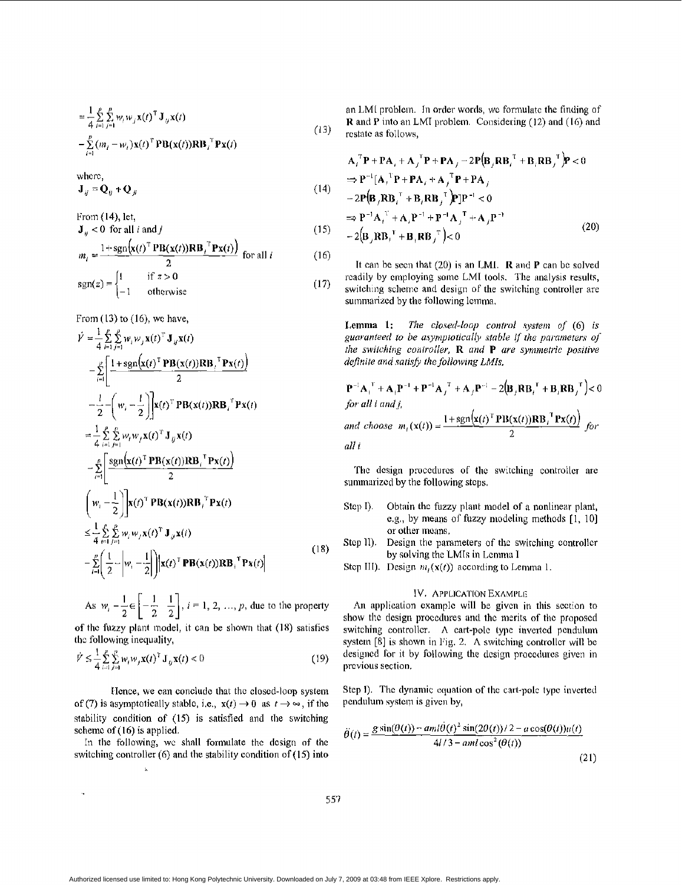$$= \frac{1}{4}\sum_{i=1}^{p}\sum_{j=1}^{p} w_i w_j \mathbf{x}(t)^{\mathrm{T}} \mathbf{J}_{ij} \mathbf{x}(t) - \sum_{i=1}^{p}(m_i - w_i)\mathbf{x}(t)^{\mathrm{T}} \mathbf{P}\mathbf{B}(\mathbf{x}(t))\mathbf{R}\mathbf{B}_i^{\mathrm{T}}\mathbf{P}\mathbf{x}(t) \tag{13}$$

where,

$$\mathbf{J}_{ij} = \mathbf{Q}_{ij} + \mathbf{Q}_{ji} \tag{14}$$

From (14), let,

$$\mathbf{J}_{ij} < 0 \text{ for all } i \text{ and } j \tag{15}$$

$$m_i = \frac{1 + \mathrm{sgn}\left(\mathbf{x}(t)^{\mathrm{T}} \mathbf{P}\mathbf{B}(\mathbf{x}(t))\mathbf{R}\mathbf{B}_i^{\mathrm{T}}\mathbf{P}\mathbf{x}(t)\right)}{2} \text{ for all } i \tag{16}$$

$$\mathrm{sgn}(z) = \begin{cases} 1 & \text{if } z > 0 \\ -1 & \text{otherwise} \end{cases} \tag{17}$$

From (13) to (16), we have,

$$\begin{aligned}
\dot{V} &= \frac{1}{4}\sum_{i=1}^{p}\sum_{j=1}^{p} w_i w_j \mathbf{x}(t)^{\mathrm{T}} \mathbf{J}_{ij} \mathbf{x}(t) \\
&\quad - \sum_{i=1}^{p}\left[\frac{1 + \mathrm{sgn}\left(\mathbf{x}(t)^{\mathrm{T}} \mathbf{P}\mathbf{B}(\mathbf{x}(t))\mathbf{R}\mathbf{B}_i^{\mathrm{T}}\mathbf{P}\mathbf{x}(t)\right)}{2} - \frac{1}{2} - \left(w_i - \frac{1}{2}\right)\right]\mathbf{x}(t)^{\mathrm{T}} \mathbf{P}\mathbf{B}(\mathbf{x}(t))\mathbf{R}\mathbf{B}_i^{\mathrm{T}}\mathbf{P}\mathbf{x}(t) \\
&= \frac{1}{4}\sum_{i=1}^{p}\sum_{j=1}^{p} w_i w_j \mathbf{x}(t)^{\mathrm{T}} \mathbf{J}_{ij} \mathbf{x}(t) \\
&\quad - \sum_{i=1}^{p}\left[\frac{\mathrm{sgn}\left(\mathbf{x}(t)^{\mathrm{T}} \mathbf{P}\mathbf{B}(\mathbf{x}(t))\mathbf{R}\mathbf{B}_i^{\mathrm{T}}\mathbf{P}\mathbf{x}(t)\right)}{2} - \left(w_i - \frac{1}{2}\right)\right]\mathbf{x}(t)^{\mathrm{T}} \mathbf{P}\mathbf{B}(\mathbf{x}(t))\mathbf{R}\mathbf{B}_i^{\mathrm{T}}\mathbf{P}\mathbf{x}(t) \\
&\le \frac{1}{4}\sum_{i=1}^{p}\sum_{j=1}^{p} w_i w_j \mathbf{x}(t)^{\mathrm{T}} \mathbf{J}_{ij} \mathbf{x}(t) \\
&\quad - \sum_{i=1}^{p}\left(\frac{1}{2} - \left|w_i - \frac{1}{2}\right|\right)\left|\mathbf{x}(t)^{\mathrm{T}} \mathbf{P}\mathbf{B}(\mathbf{x}(t))\mathbf{R}\mathbf{B}_i^{\mathrm{T}}\mathbf{P}\mathbf{x}(t)\right|
\end{aligned} \tag{18}$$

As $w_i - \frac{1}{2} \in \left[-\frac{1}{2} \;\; \frac{1}{2}\right]$, $i = 1, 2, \ldots, p$, due to the property of the fuzzy plant model, it can be shown that (18) satisfies the following inequality,

$$\dot{V} \le \frac{1}{4}\sum_{i=1}^{p}\sum_{j=1}^{p} w_i w_j \mathbf{x}(t)^{\mathrm{T}} \mathbf{J}_{ij} \mathbf{x}(t) < 0 \tag{19}$$

Hence, we can conclude that the closed-loop system of (7) is asymptotically stable, i.e., $\mathbf{x}(t) \to 0$ as $t \to \infty$, if the stability condition of (15) is satisfied and the switching scheme of (16) is applied.

In the following, we shall formulate the design of the switching controller (6) and the stability condition of (15) into an LMI problem. In order words, we formulate the finding of $\mathbf{R}$ and $\mathbf{P}$ into an LMI problem. Considering (12) and (16) and restate as follows,

$$\begin{aligned}
&\mathbf{A}_i^{\mathrm{T}}\mathbf{P} + \mathbf{P}\mathbf{A}_i + \mathbf{A}_j^{\mathrm{T}}\mathbf{P} + \mathbf{P}\mathbf{A}_j - 2\mathbf{P}\left(\mathbf{B}_j\mathbf{R}\mathbf{B}_i^{\mathrm{T}} + \mathbf{B}_i\mathbf{R}\mathbf{B}_j^{\mathrm{T}}\right)\mathbf{P} < 0 \\
&\Rightarrow \mathbf{P}^{-1}[\mathbf{A}_i^{\mathrm{T}}\mathbf{P} + \mathbf{P}\mathbf{A}_i + \mathbf{A}_j^{\mathrm{T}}\mathbf{P} + \mathbf{P}\mathbf{A}_j - 2\mathbf{P}\left(\mathbf{B}_j\mathbf{R}\mathbf{B}_i^{\mathrm{T}} + \mathbf{B}_i\mathbf{R}\mathbf{B}_j^{\mathrm{T}}\right)\mathbf{P}]\mathbf{P}^{-1} < 0 \\
&\Rightarrow \mathbf{P}^{-1}\mathbf{A}_i^{\mathrm{T}} + \mathbf{A}_i\mathbf{P}^{-1} + \mathbf{P}^{-1}\mathbf{A}_j^{\mathrm{T}} + \mathbf{A}_j\mathbf{P}^{-1} - 2\left(\mathbf{B}_j\mathbf{R}\mathbf{B}_i^{\mathrm{T}} + \mathbf{B}_i\mathbf{R}\mathbf{B}_j^{\mathrm{T}}\right) < 0
\end{aligned} \tag{20}$$

It can be seen that (20) is an LMI. $\mathbf{R}$ and $\mathbf{P}$ can be solved readily by employing some LMI tools. The analysis results, switching scheme and design of the switching controller are summarized by the following lemma.

**Lemma 1:** *The closed-loop control system of (6) is guaranteed to be asymptotically stable if the parameters of the switching controller,* $\mathbf{R}$ *and* $\mathbf{P}$ *are symmetric positive definite and satisfy the following LMIs,*

$$\mathbf{P}^{-1}\mathbf{A}_i^{\mathrm{T}} + \mathbf{A}_i\mathbf{P}^{-1} + \mathbf{P}^{-1}\mathbf{A}_j^{\mathrm{T}} + \mathbf{A}_j\mathbf{P}^{-1} - 2\left(\mathbf{B}_j\mathbf{R}\mathbf{B}_i^{\mathrm{T}} + \mathbf{B}_i\mathbf{R}\mathbf{B}_j^{\mathrm{T}}\right) < 0$$

*for all i and j,*

*and choose* $m_i(\mathbf{x}(t)) = \dfrac{1 + \mathrm{sgn}\left(\mathbf{x}(t)^{\mathrm{T}} \mathbf{P}\mathbf{B}(\mathbf{x}(t))\mathbf{R}\mathbf{B}_i^{\mathrm{T}}\mathbf{P}\mathbf{x}(t)\right)}{2}$ *for all i*

The design procedures of the switching controller are summarized by the following steps.

- Step I). Obtain the fuzzy plant model of a nonlinear plant, e.g., by means of fuzzy modeling methods [1, 10] or other means.
- Step II). Design the parameters of the switching controller by solving the LMIs in Lemma 1
- Step III). Design $m_i(\mathbf{x}(t))$ according to Lemma 1.

## IV. Application Example

An application example will be given in this section to show the design procedures and the merits of the proposed switching controller. A cart-pole type inverted pendulum system [8] is shown in Fig. 2. A switching controller will be designed for it by following the design procedures given in previous section.

Step I). The dynamic equation of the cart-pole type inverted pendulum system is given by,

$$\ddot{\theta}(t) = \frac{g\sin(\theta(t)) - aml\dot{\theta}(t)^2\sin(2\theta(t))/2 - a\cos(\theta(t))u(t)}{4l/3 - aml\cos^2(\theta(t))} \tag{21}$$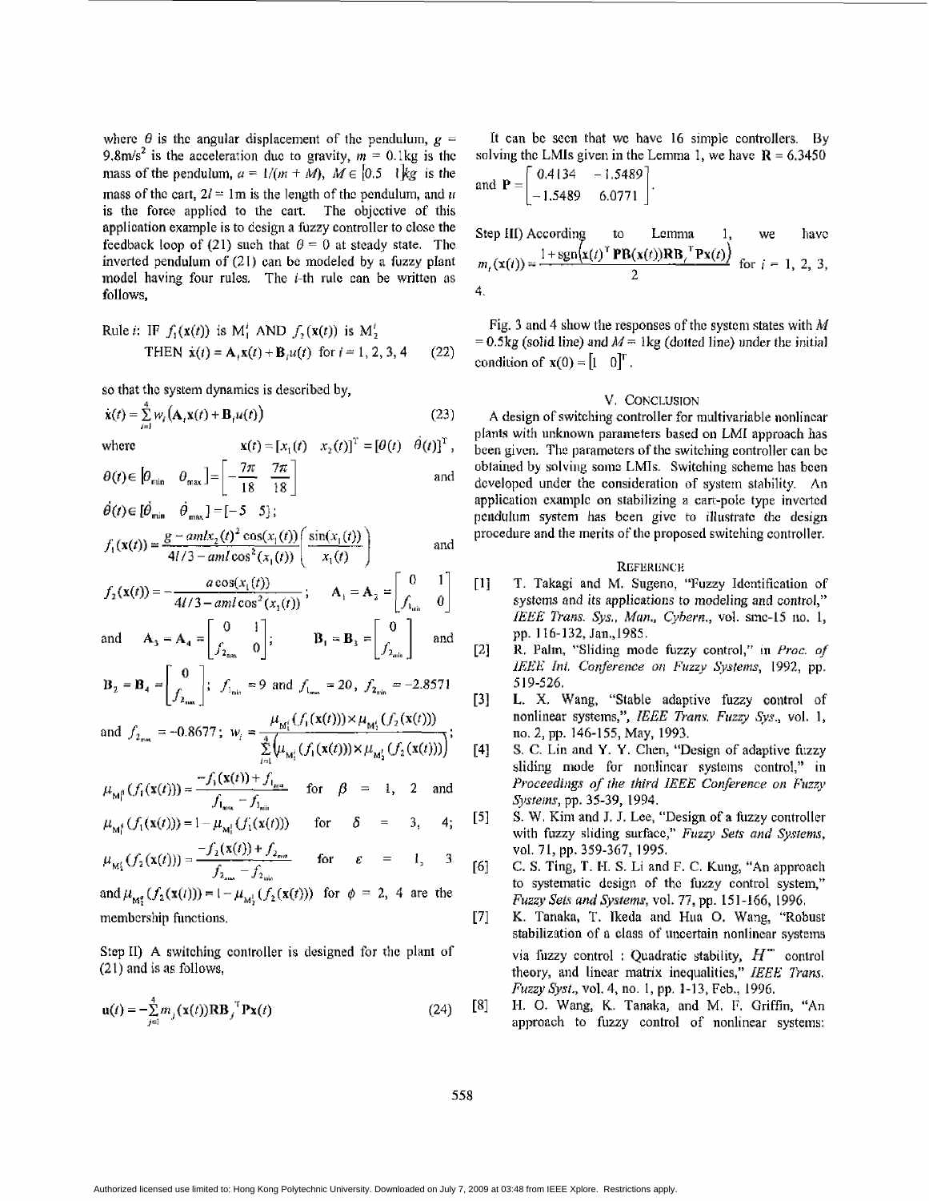where $\theta$ is the angular displacement of the pendulum, $g$ = 9.8m/s$^2$ is the acceleration due to gravity, $m$ = 0.1kg is the mass of the pendulum, $a = 1/(m + M)$, $M \in [0.5 \quad 1]$kg is the mass of the cart, $2l$ = 1m is the length of the pendulum, and $u$ is the force applied to the cart. The objective of this application example is to design a fuzzy controller to close the feedback loop of (21) such that $\theta = 0$ at steady state. The inverted pendulum of (21) can be modeled by a fuzzy plant model having four rules. The $i$-th rule can be written as follows,

$$\text{Rule } i\text{: IF } f_1(\mathbf{x}(t)) \text{ is } \mathrm{M}_1^i \text{ AND } f_2(\mathbf{x}(t)) \text{ is } \mathrm{M}_2^i \quad \text{THEN } \dot{\mathbf{x}}(t) = \mathbf{A}_i\mathbf{x}(t) + \mathbf{B}_i u(t) \text{ for } i = 1, 2, 3, 4 \tag{22}$$

so that the system dynamics is described by,

$$\dot{\mathbf{x}}(t) = \sum_{i=1}^{4} w_i\left(\mathbf{A}_i\mathbf{x}(t) + \mathbf{B}_i u(t)\right) \tag{23}$$

where $\mathbf{x}(t) = [x_1(t) \quad x_2(t)]^{\mathrm{T}} = [\theta(t) \quad \dot{\theta}(t)]^{\mathrm{T}}$, $\theta(t) \in [\theta_{\min} \quad \theta_{\max}] = \left[-\frac{7\pi}{18} \quad \frac{7\pi}{18}\right]$ and $\dot{\theta}(t) \in [\dot{\theta}_{\min} \quad \dot{\theta}_{\max}] = [-5 \quad 5]$;

$f_1(\mathbf{x}(t)) = \dfrac{g - amlx_2(t)^2\cos(x_1(t))}{4l/3 - aml\cos^2(x_1(t))}\left(\dfrac{\sin(x_1(t))}{x_1(t)}\right)$ and

$f_2(\mathbf{x}(t)) = -\dfrac{a\cos(x_1(t))}{4l/3 - aml\cos^2(x_1(t))}$; $\mathbf{A}_1 = \mathbf{A}_2 = \begin{bmatrix} 0 & 1 \\ f_{1_{\min}} & 0 \end{bmatrix}$

and $\mathbf{A}_3 = \mathbf{A}_4 = \begin{bmatrix} 0 & 1 \\ f_{2_{\max}} & 0 \end{bmatrix}$; $\mathbf{B}_1 = \mathbf{B}_3 = \begin{bmatrix} 0 \\ f_{2_{\min}} \end{bmatrix}$ and

$\mathbf{B}_2 = \mathbf{B}_4 = \begin{bmatrix} 0 \\ f_{2_{\max}} \end{bmatrix}$; $f_{1_{\min}} = 9$ and $f_{1_{\max}} = 20$, $f_{2_{\min}} = -2.8571$

and $f_{2_{\max}} = -0.8677$; $w_i = \dfrac{\mu_{\mathrm{M}_1^i}(f_1(\mathbf{x}(t))) \times \mu_{\mathrm{M}_2^i}(f_2(\mathbf{x}(t)))}{\sum_{i=1}^{4}\left(\mu_{\mathrm{M}_1^i}(f_1(\mathbf{x}(t))) \times \mu_{\mathrm{M}_2^i}(f_2(\mathbf{x}(t)))\right)}$;

$\mu_{\mathrm{M}_1^\beta}(f_1(\mathbf{x}(t))) = \dfrac{-f_1(\mathbf{x}(t)) + f_{1_{\max}}}{f_{1_{\max}} - f_{1_{\min}}}$ for $\beta$ = 1, 2 and

$\mu_{\mathrm{M}_1^\delta}(f_1(\mathbf{x}(t))) = 1 - \mu_{\mathrm{M}_1^1}(f_1(\mathbf{x}(t)))$ for $\delta$ = 3, 4;

$\mu_{\mathrm{M}_2^\varepsilon}(f_2(\mathbf{x}(t))) = \dfrac{-f_2(\mathbf{x}(t)) + f_{2_{\max}}}{f_{2_{\max}} - f_{2_{\min}}}$ for $\varepsilon$ = 1, 3

and $\mu_{\mathrm{M}_2^\phi}(f_2(\mathbf{x}(t))) = 1 - \mu_{\mathrm{M}_2^1}(f_2(\mathbf{x}(t)))$ for $\phi$ = 2, 4 are the membership functions.

Step II) A switching controller is designed for the plant of (21) and is as follows,

$$\mathbf{u}(t) = -\sum_{j=1}^{4} m_j(\mathbf{x}(t))\mathbf{R}\mathbf{B}_j^{\mathrm{T}}\mathbf{P}\mathbf{x}(t) \tag{24}$$

It can be seen that we have 16 simple controllers. By solving the LMIs given in the Lemma 1, we have $\mathbf{R}$ = 6.3450 and $\mathbf{P} = \begin{bmatrix} 0.4134 & -1.5489 \\ -1.5489 & 6.0771 \end{bmatrix}$.

Step III) According to Lemma 1, we have $m_i(\mathbf{x}(t)) = \dfrac{1 + \operatorname{sgn}\left(\mathbf{x}(t)^{\mathrm{T}}\mathbf{P}\mathbf{B}(\mathbf{x}(t))\mathbf{R}\mathbf{B}_i^{\mathrm{T}}\mathbf{P}\mathbf{x}(t)\right)}{2}$ for $i$ = 1, 2, 3, 4.

Fig. 3 and 4 show the responses of the system states with $M$ = 0.5kg (solid line) and $M$ = 1kg (dotted line) under the initial condition of $\mathbf{x}(0) = [1 \quad 0]^{\mathrm{T}}$.

## V. Conclusion

A design of switching controller for multivariable nonlinear plants with unknown parameters based on LMI approach has been given. The parameters of the switching controller can be obtained by solving some LMIs. Switching scheme has been developed under the consideration of system stability. An application example on stabilizing a cart-pole type inverted pendulum system has been give to illustrate the design procedure and the merits of the proposed switching controller.

## Reference

[1] T. Takagi and M. Sugeno, "Fuzzy Identification of systems and its applications to modeling and control," *IEEE Trans. Sys., Man., Cybern.*, vol. smc-15 no. 1, pp. 116-132, Jan.,1985.

[2] R. Palm, "Sliding mode fuzzy control," in *Proc. of IEEE Int. Conference on Fuzzy Systems*, 1992, pp. 519-526.

[3] L. X. Wang, "Stable adaptive fuzzy control of nonlinear systems,", *IEEE Trans. Fuzzy Sys.*, vol. 1, no. 2, pp. 146-155, May, 1993.

[4] S. C. Lin and Y. Y. Chen, "Design of adaptive fuzzy sliding mode for nonlinear systems control," in *Proceedings of the third IEEE Conference on Fuzzy Systems*, pp. 35-39, 1994.

[5] S. W. Kim and J. J. Lee, "Design of a fuzzy controller with fuzzy sliding surface," *Fuzzy Sets and Systems*, vol. 71, pp. 359-367, 1995.

[6] C. S. Ting, T. H. S. Li and F. C. Kung, "An approach to systematic design of the fuzzy control system," *Fuzzy Sets and Systems*, vol. 77, pp. 151-166, 1996.

[7] K. Tanaka, T. Ikeda and Hua O. Wang, "Robust stabilization of a class of uncertain nonlinear systems via fuzzy control : Quadratic stability, $H^\infty$ control theory, and linear matrix inequalities," *IEEE Trans. Fuzzy Syst.*, vol. 4, no. 1, pp. 1-13, Feb., 1996.

[8] H. O. Wang, K. Tanaka, and M. F. Griffin, "An approach to fuzzy control of nonlinear systems: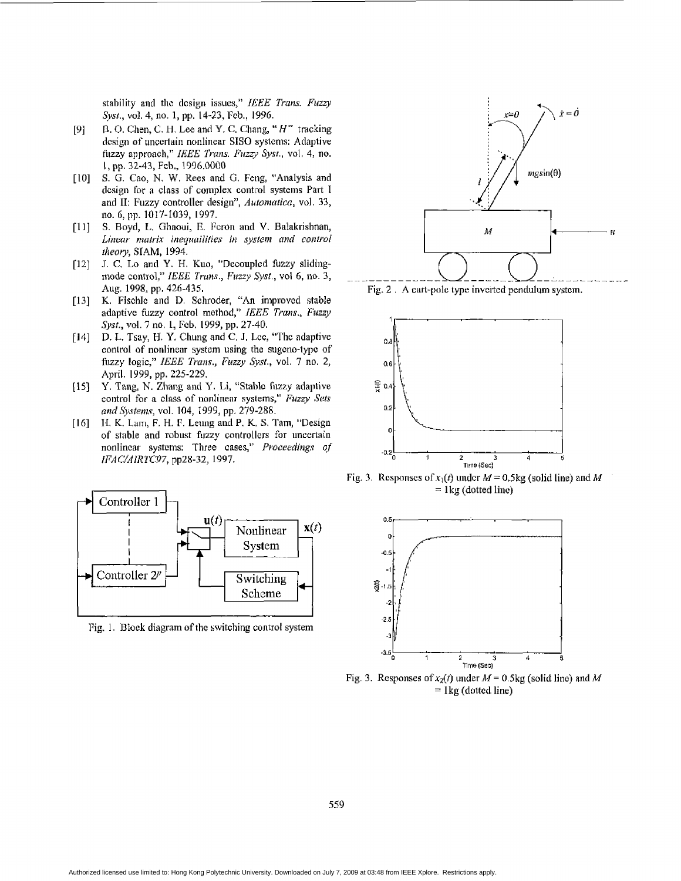stability and the design issues," *IEEE Trans. Fuzzy Syst.*, vol. 4, no. 1, pp. 14-23, Feb., 1996.

[9] B. O. Chen, C. H. Lee and Y. C. Chang, "$H^{\infty}$ tracking design of uncertain nonlinear SISO systems: Adaptive fuzzy approach," *IEEE Trans. Fuzzy Syst.*, vol. 4, no. 1, pp. 32-43, Feb., 1996.0000

[10] S. G. Cao, N. W. Rees and G. Feng, "Analysis and design for a class of complex control systems Part I and II: Fuzzy controller design", *Automatica*, vol. 33, no. 6, pp. 1017-1039, 1997.

[11] S. Boyd, L. Ghaoui, E. Feron and V. Balakrishnan, *Linear matrix inequailities in system and control theory*, SIAM, 1994.

[12] J. C. Lo and Y. H. Kuo, "Decoupled fuzzy sliding-mode control," *IEEE Trans., Fuzzy Syst.*, vol 6, no. 3, Aug. 1998, pp. 426-435.

[13] K. Fischle and D. Schroder, "An improved stable adaptive fuzzy control method," *IEEE Trans., Fuzzy Syst.*, vol. 7 no. 1, Feb. 1999, pp. 27-40.

[14] D. L. Tsay, H. Y. Chung and C. J. Lee, "The adaptive control of nonlinear system using the sugeno-type of fuzzy logic," *IEEE Trans., Fuzzy Syst.*, vol. 7 no. 2, April. 1999, pp. 225-229.

[15] Y. Tang, N. Zhang and Y. Li, "Stable fuzzy adaptive control for a class of nonlinear systems," *Fuzzy Sets and Systems*, vol. 104, 1999, pp. 279-288.

[16] H. K. Lam, F. H. F. Leung and P. K. S. Tam, "Design of stable and robust fuzzy controllers for uncertain nonlinear systems: Three cases," *Proceedings of IFAC/AIRTC97*, pp28-32, 1997.

Controller 1
Controller $2^p$
u(t)
Nonlinear System
x(t)
Switching Scheme

Fig. 1. Block diagram of the switching control system

x=0
$\dot{x} = \dot{\theta}$
mgsin(0)
l
M
u

Fig. 2. A cart-pole type inverted pendulum system.

x1(t)
Time (Sec)

Fig. 3. Responses of $x_1(t)$ under $M = 0.5$kg (solid line) and $M = 1$kg (dotted line)

x2(t)
Time (Sec)

Fig. 3. Responses of $x_2(t)$ under $M = 0.5$kg (solid line) and $M = 1$kg (dotted line)